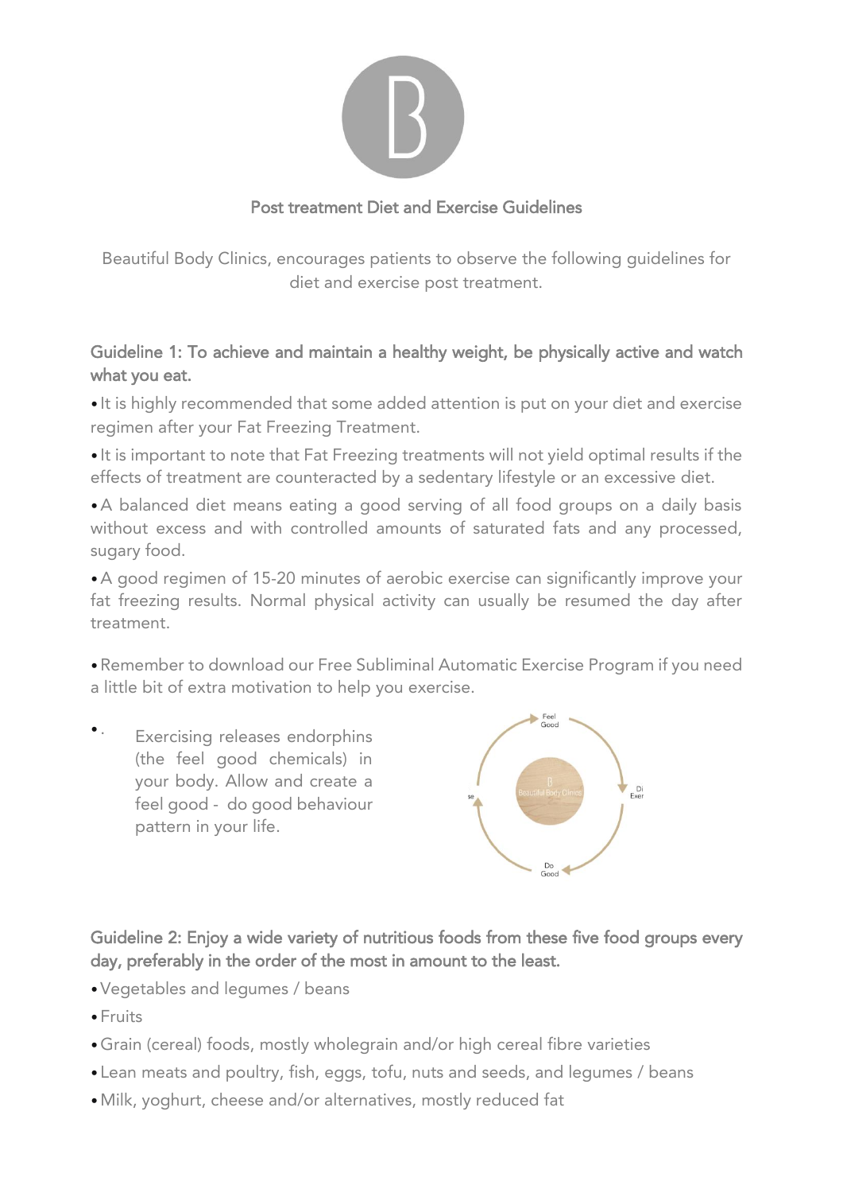# Post treatment Diet and Exercise Guidelines

Beautiful Body Clinics, encourages patients to observe the following guidelines for diet and exercise post treatment.

## Guideline 1: To achieve and maintain a healthy weight, be physically active and watch what you eat.

- It is highly recommended that some added attention is put on your diet and exercise regimen after your Fat Freezing Treatment.
- It is important to note that Fat Freezing treatments will not yield optimal results if the effects of treatment are counteracted by a sedentary lifestyle or an excessive diet.
- A balanced diet means eating a good serving of all food groups on a daily basis without excess and with controlled amounts of saturated fats and any processed, sugary food.
- A good regimen of 15-20 minutes of aerobic exercise can significantly improve your fat freezing results. Normal physical activity can usually be resumed the day after treatment.

- Remember to download our Free Subliminal Automatic Exercise Program if you need a little bit of extra motivation to help you exercise.

- . Exercising releases endorphins (the feel good chemicals) in your body. Allow and create a feel good - do good behaviour pattern in your life.

## Guideline 2: Enjoy a wide variety of nutritious foods from these five food groups every day, preferably in the order of the most in amount to the least.

- Vegetables and legumes / beans
- Fruits
- Grain (cereal) foods, mostly wholegrain and/or high cereal fibre varieties
- Lean meats and poultry, fish, eggs, tofu, nuts and seeds, and legumes / beans
- Milk, yoghurt, cheese and/or alternatives, mostly reduced fat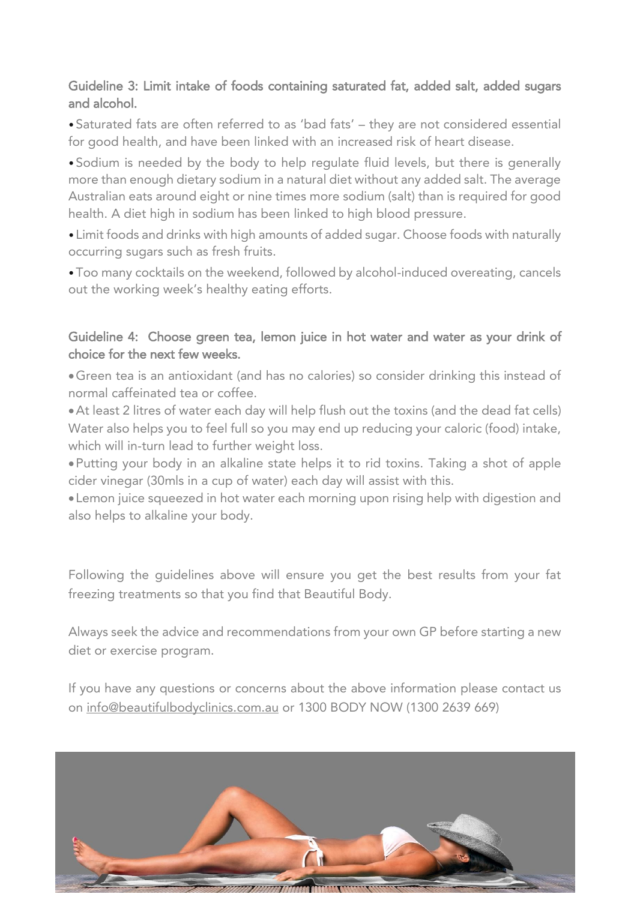### Guideline 3: Limit intake of foods containing saturated fat, added salt, added sugars and alcohol.

- Saturated fats are often referred to as 'bad fats' – they are not considered essential for good health, and have been linked with an increased risk of heart disease.
- Sodium is needed by the body to help regulate fluid levels, but there is generally more than enough dietary sodium in a natural diet without any added salt. The average Australian eats around eight or nine times more sodium (salt) than is required for good health. A diet high in sodium has been linked to high blood pressure.
- Limit foods and drinks with high amounts of added sugar. Choose foods with naturally occurring sugars such as fresh fruits.
- Too many cocktails on the weekend, followed by alcohol-induced overeating, cancels out the working week's healthy eating efforts.

### Guideline 4: Choose green tea, lemon juice in hot water and water as your drink of choice for the next few weeks.

- Green tea is an antioxidant (and has no calories) so consider drinking this instead of normal caffeinated tea or coffee.
- At least 2 litres of water each day will help flush out the toxins (and the dead fat cells) Water also helps you to feel full so you may end up reducing your caloric (food) intake, which will in-turn lead to further weight loss.
- Putting your body in an alkaline state helps it to rid toxins. Taking a shot of apple cider vinegar (30mls in a cup of water) each day will assist with this.
- Lemon juice squeezed in hot water each morning upon rising help with digestion and also helps to alkaline your body.

Following the guidelines above will ensure you get the best results from your fat freezing treatments so that you find that Beautiful Body.

Always seek the advice and recommendations from your own GP before starting a new diet or exercise program.

If you have any questions or concerns about the above information please contact us on info@beautifulbodyclinics.com.au or 1300 BODY NOW (1300 2639 669)